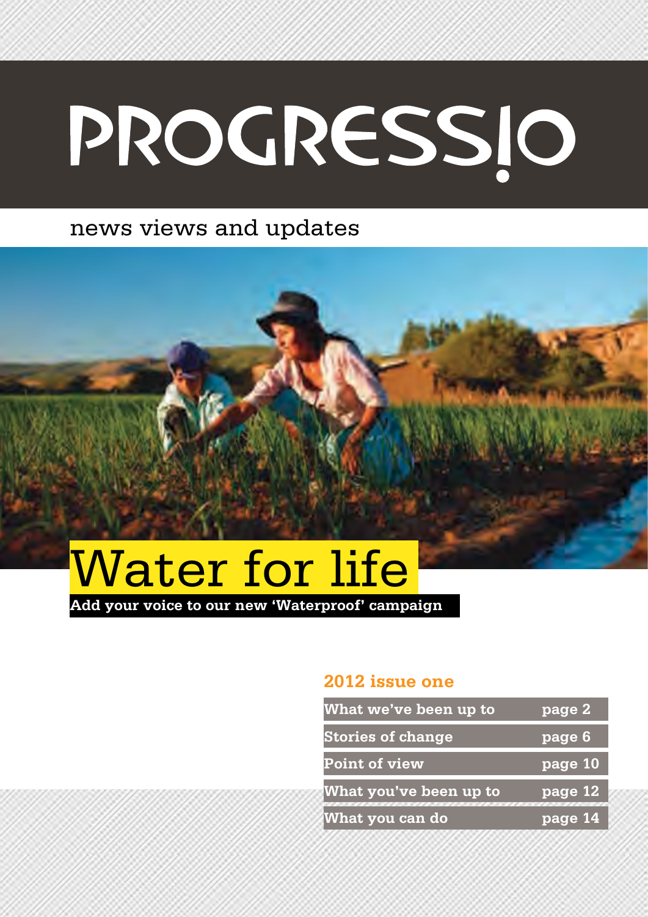# PROGRESSIO

news views and updates

## Water for life

**Add your voice to our new 'Waterproof' campaign**

### 2012 issue one

| | |
|---|---|
| What we've been up to | page 2 |
| Stories of change | page 6 |
| Point of view | page 10 |
| What you've been up to | page 12 |
| What you can do | page 14 |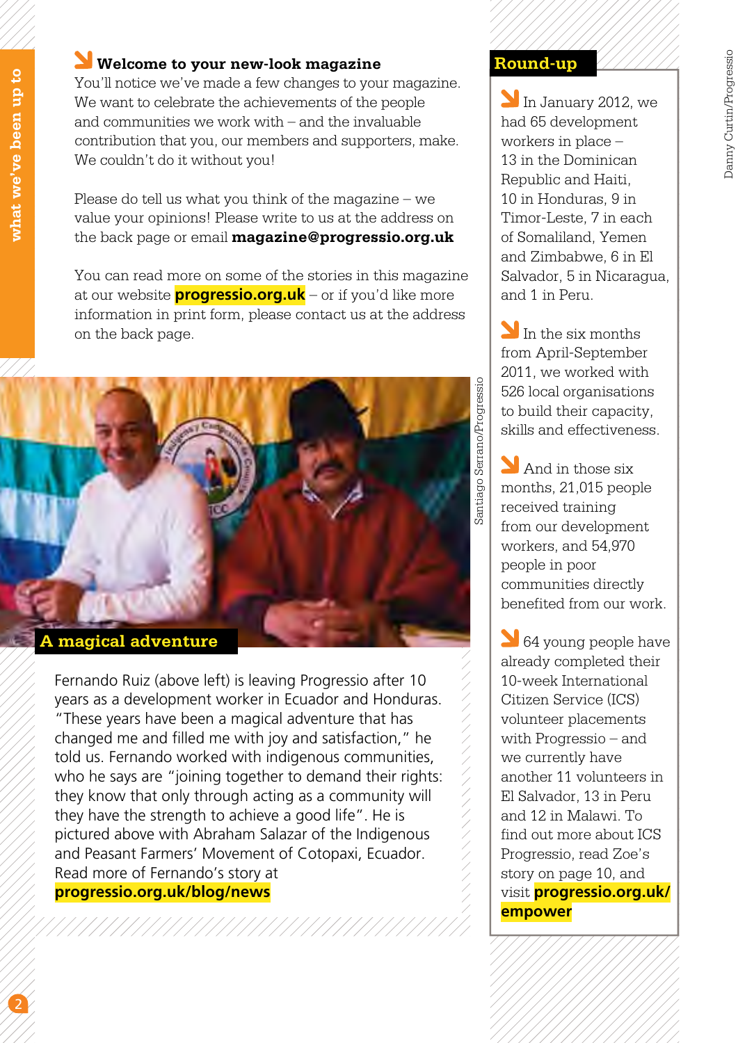## Welcome to your new-look magazine

You'll notice we've made a few changes to your magazine. We want to celebrate the achievements of the people and communities we work with – and the invaluable contribution that you, our members and supporters, make. We couldn't do it without you!

Please do tell us what you think of the magazine – we value your opinions! Please write to us at the address on the back page or email **magazine@progressio.org.uk**

You can read more on some of the stories in this magazine at our website **progressio.org.uk** – or if you'd like more information in print form, please contact us at the address on the back page.

Santiago Serrano/Progressio

## A magical adventure

Fernando Ruiz (above left) is leaving Progressio after 10 years as a development worker in Ecuador and Honduras. "These years have been a magical adventure that has changed me and filled me with joy and satisfaction," he told us. Fernando worked with indigenous communities, who he says are "joining together to demand their rights: they know that only through acting as a community will they have the strength to achieve a good life". He is pictured above with Abraham Salazar of the Indigenous and Peasant Farmers' Movement of Cotopaxi, Ecuador. Read more of Fernando's story at **progressio.org.uk/blog/news**

## Round-up

In January 2012, we had 65 development workers in place – 13 in the Dominican Republic and Haiti, 10 in Honduras, 9 in Timor-Leste, 7 in each of Somaliland, Yemen and Zimbabwe, 6 in El Salvador, 5 in Nicaragua, and 1 in Peru.

In the six months from April-September 2011, we worked with 526 local organisations to build their capacity, skills and effectiveness.

And in those six months, 21,015 people received training from our development workers, and 54,970 people in poor communities directly benefited from our work.

64 young people have already completed their 10-week International Citizen Service (ICS) volunteer placements with Progressio – and we currently have another 11 volunteers in El Salvador, 13 in Peru and 12 in Malawi. To find out more about ICS Progressio, read Zoe's story on page 10, and visit **progressio.org.uk/empower**

Danny Curtin/Progressio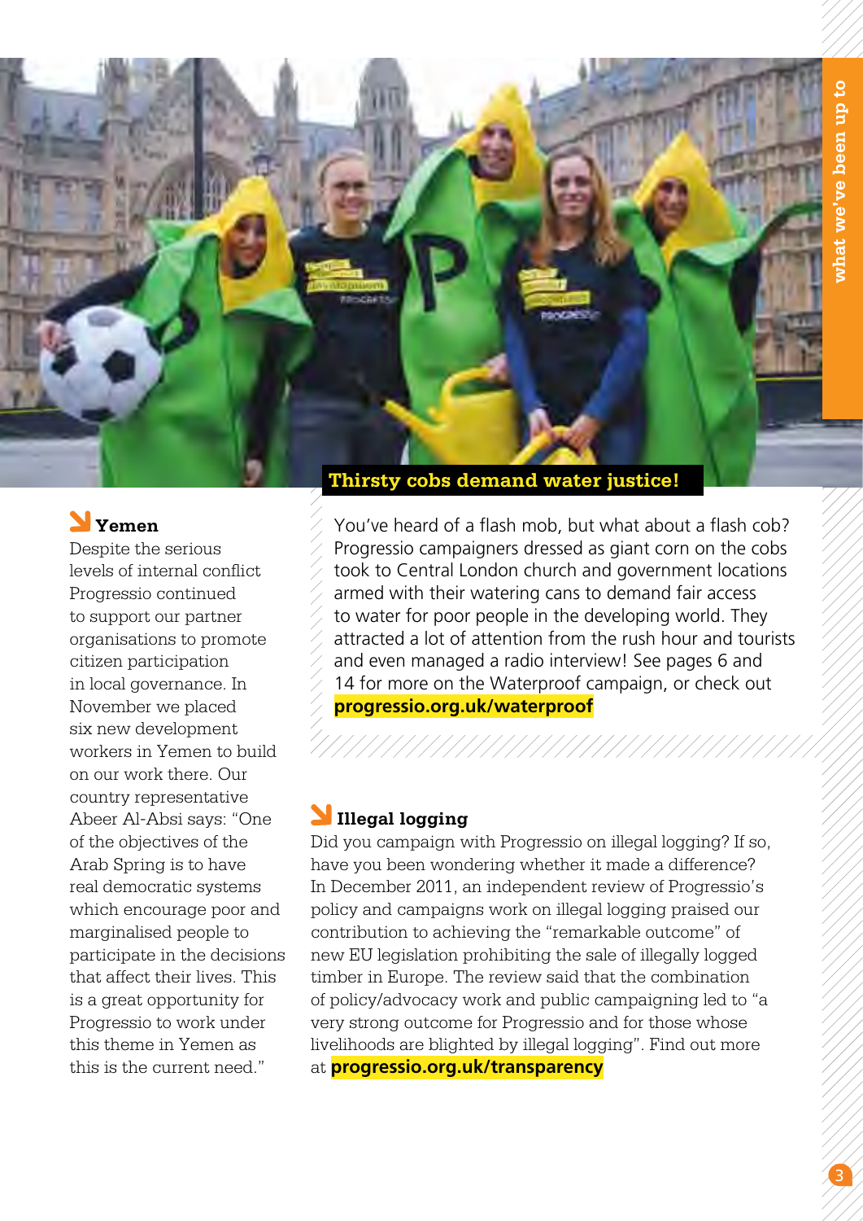## Thirsty cobs demand water justice!

You've heard of a flash mob, but what about a flash cob? Progressio campaigners dressed as giant corn on the cobs took to Central London church and government locations armed with their watering cans to demand fair access to water for poor people in the developing world. They attracted a lot of attention from the rush hour and tourists and even managed a radio interview! See pages 6 and 14 for more on the Waterproof campaign, or check out **progressio.org.uk/waterproof**

### Yemen

Despite the serious levels of internal conflict Progressio continued to support our partner organisations to promote citizen participation in local governance. In November we placed six new development workers in Yemen to build on our work there. Our country representative Abeer Al-Absi says: "One of the objectives of the Arab Spring is to have real democratic systems which encourage poor and marginalised people to participate in the decisions that affect their lives. This is a great opportunity for Progressio to work under this theme in Yemen as this is the current need."

### Illegal logging

Did you campaign with Progressio on illegal logging? If so, have you been wondering whether it made a difference? In December 2011, an independent review of Progressio's policy and campaigns work on illegal logging praised our contribution to achieving the "remarkable outcome" of new EU legislation prohibiting the sale of illegally logged timber in Europe. The review said that the combination of policy/advocacy work and public campaigning led to "a very strong outcome for Progressio and for those whose livelihoods are blighted by illegal logging". Find out more at **progressio.org.uk/transparency**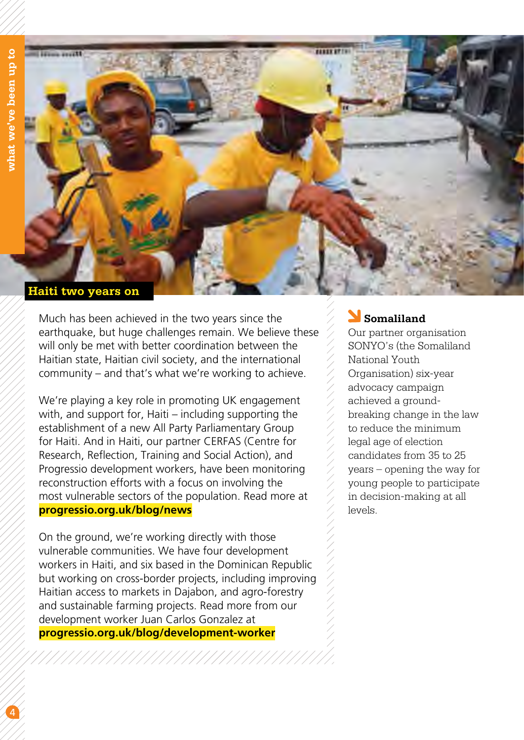## Haiti two years on

Much has been achieved in the two years since the earthquake, but huge challenges remain. We believe these will only be met with better coordination between the Haitian state, Haitian civil society, and the international community – and that's what we're working to achieve.

We're playing a key role in promoting UK engagement with, and support for, Haiti – including supporting the establishment of a new All Party Parliamentary Group for Haiti. And in Haiti, our partner CERFAS (Centre for Research, Reflection, Training and Social Action), and Progressio development workers, have been monitoring reconstruction efforts with a focus on involving the most vulnerable sectors of the population. Read more at **progressio.org.uk/blog/news**

On the ground, we're working directly with those vulnerable communities. We have four development workers in Haiti, and six based in the Dominican Republic but working on cross-border projects, including improving Haitian access to markets in Dajabon, and agro-forestry and sustainable farming projects. Read more from our development worker Juan Carlos Gonzalez at **progressio.org.uk/blog/development-worker**

### Somaliland

Our partner organisation SONYO's (the Somaliland National Youth Organisation) six-year advocacy campaign achieved a ground-breaking change in the law to reduce the minimum legal age of election candidates from 35 to 25 years – opening the way for young people to participate in decision-making at all levels.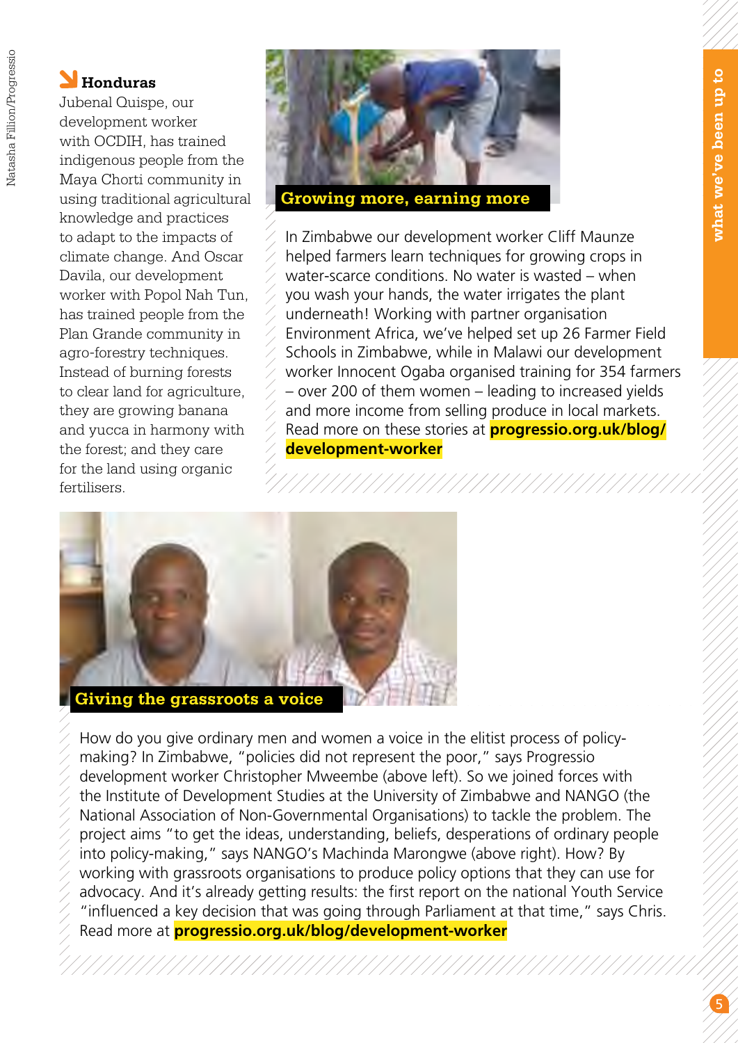## Honduras

Jubenal Quispe, our development worker with OCDIH, has trained indigenous people from the Maya Chorti community in using traditional agricultural knowledge and practices to adapt to the impacts of climate change. And Oscar Davila, our development worker with Popol Nah Tun, has trained people from the Plan Grande community in agro-forestry techniques. Instead of burning forests to clear land for agriculture, they are growing banana and yucca in harmony with the forest; and they care for the land using organic fertilisers.

## Growing more, earning more

In Zimbabwe our development worker Cliff Maunze helped farmers learn techniques for growing crops in water-scarce conditions. No water is wasted – when you wash your hands, the water irrigates the plant underneath! Working with partner organisation Environment Africa, we've helped set up 26 Farmer Field Schools in Zimbabwe, while in Malawi our development worker Innocent Ogaba organised training for 354 farmers – over 200 of them women – leading to increased yields and more income from selling produce in local markets. Read more on these stories at **progressio.org.uk/blog/development-worker**

## Giving the grassroots a voice

How do you give ordinary men and women a voice in the elitist process of policy-making? In Zimbabwe, "policies did not represent the poor," says Progressio development worker Christopher Mweembe (above left). So we joined forces with the Institute of Development Studies at the University of Zimbabwe and NANGO (the National Association of Non-Governmental Organisations) to tackle the problem. The project aims "to get the ideas, understanding, beliefs, desperations of ordinary people into policy-making," says NANGO's Machinda Marongwe (above right). How? By working with grassroots organisations to produce policy options that they can use for advocacy. And it's already getting results: the first report on the national Youth Service "influenced a key decision that was going through Parliament at that time," says Chris. Read more at **progressio.org.uk/blog/development-worker**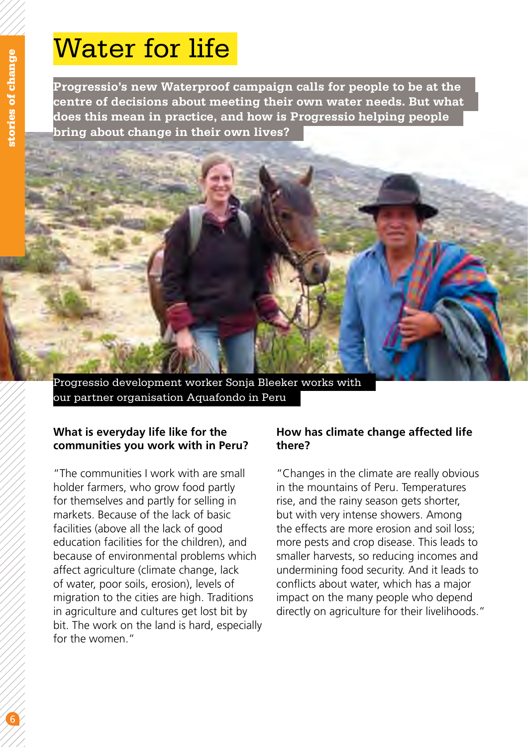# Water for life

**Progressio's new Waterproof campaign calls for people to be at the centre of decisions about meeting their own water needs. But what does this mean in practice, and how is Progressio helping people bring about change in their own lives?**

Progressio development worker Sonja Bleeker works with our partner organisation Aquafondo in Peru

### What is everyday life like for the communities you work with in Peru?

"The communities I work with are small holder farmers, who grow food partly for themselves and partly for selling in markets. Because of the lack of basic facilities (above all the lack of good education facilities for the children), and because of environmental problems which affect agriculture (climate change, lack of water, poor soils, erosion), levels of migration to the cities are high. Traditions in agriculture and cultures get lost bit by bit. The work on the land is hard, especially for the women."

### How has climate change affected life there?

"Changes in the climate are really obvious in the mountains of Peru. Temperatures rise, and the rainy season gets shorter, but with very intense showers. Among the effects are more erosion and soil loss; more pests and crop disease. This leads to smaller harvests, so reducing incomes and undermining food security. And it leads to conflicts about water, which has a major impact on the many people who depend directly on agriculture for their livelihoods."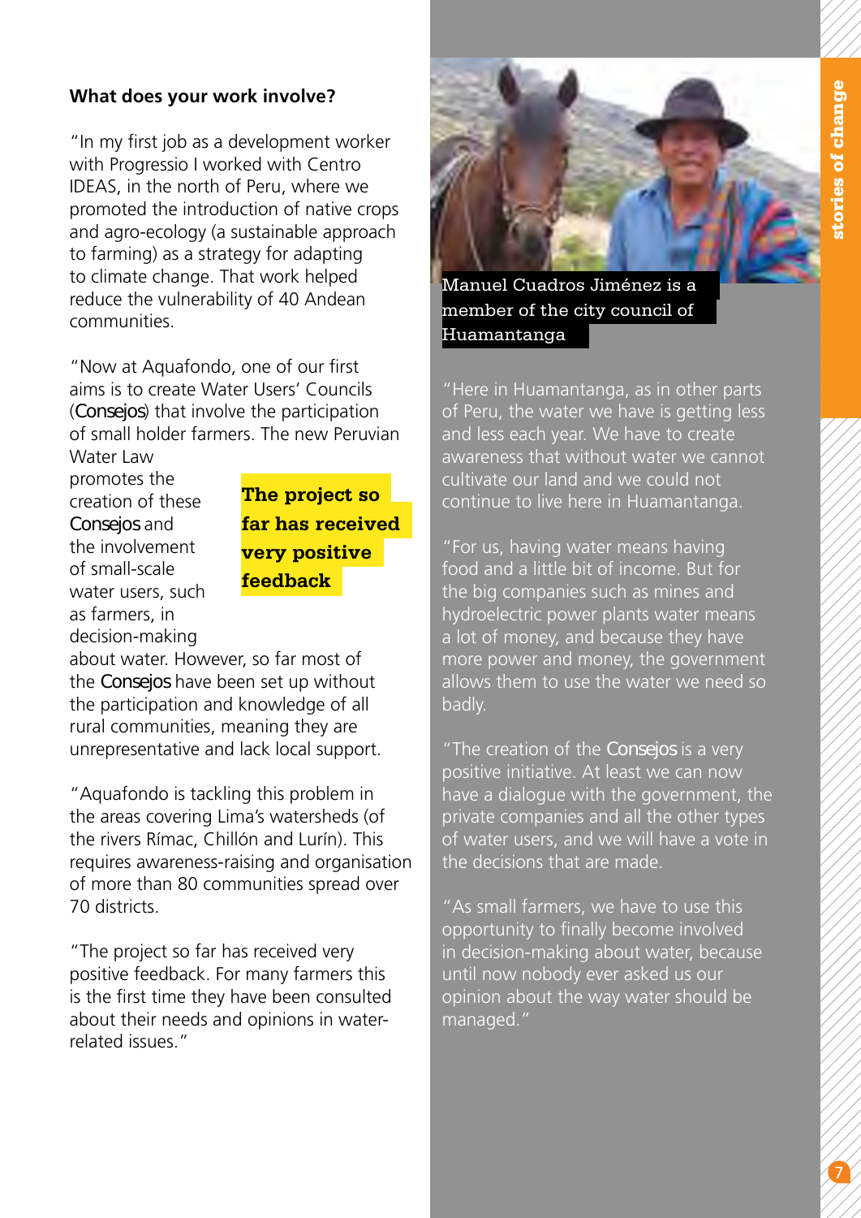### What does your work involve?

"In my first job as a development worker with Progressio I worked with Centro IDEAS, in the north of Peru, where we promoted the introduction of native crops and agro-ecology (a sustainable approach to farming) as a strategy for adapting to climate change. That work helped reduce the vulnerability of 40 Andean communities.

"Now at Aquafondo, one of our first aims is to create Water Users' Councils (*Consejos*) that involve the participation of small holder farmers. The new Peruvian Water Law promotes the creation of these *Consejos* and the involvement of small-scale water users, such as farmers, in decision-making about water. However, so far most of the *Consejos* have been set up without the participation and knowledge of all rural communities, meaning they are unrepresentative and lack local support.

**The project so far has received very positive feedback**

"Aquafondo is tackling this problem in the areas covering Lima's watersheds (of the rivers Rímac, Chillón and Lurín). This requires awareness-raising and organisation of more than 80 communities spread over 70 districts.

"The project so far has received very positive feedback. For many farmers this is the first time they have been consulted about their needs and opinions in water-related issues."

Manuel Cuadros Jiménez is a member of the city council of Huamantanga

"Here in Huamantanga, as in other parts of Peru, the water we have is getting less and less each year. We have to create awareness that without water we cannot cultivate our land and we could not continue to live here in Huamantanga.

"For us, having water means having food and a little bit of income. But for the big companies such as mines and hydroelectric power plants water means a lot of money, and because they have more power and money, the government allows them to use the water we need so badly.

"The creation of the *Consejos* is a very positive initiative. At least we can now have a dialogue with the government, the private companies and all the other types of water users, and we will have a vote in the decisions that are made.

"As small farmers, we have to use this opportunity to finally become involved in decision-making about water, because until now nobody ever asked us our opinion about the way water should be managed."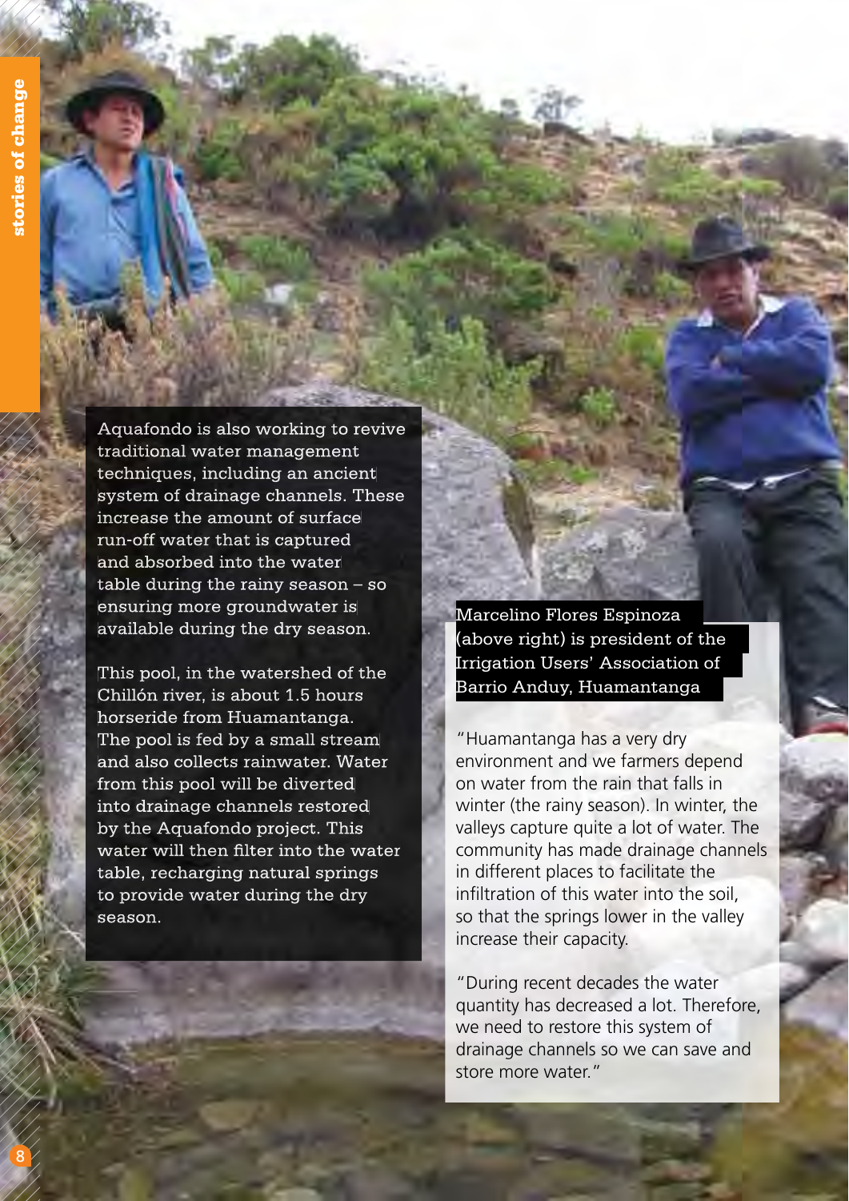Aquafondo is also working to revive traditional water management techniques, including an ancient system of drainage channels. These increase the amount of surface run-off water that is captured and absorbed into the water table during the rainy season – so ensuring more groundwater is available during the dry season.

This pool, in the watershed of the Chillón river, is about 1.5 hours horseride from Huamantanga. The pool is fed by a small stream and also collects rainwater. Water from this pool will be diverted into drainage channels restored by the Aquafondo project. This water will then filter into the water table, recharging natural springs to provide water during the dry season.

Marcelino Flores Espinoza (above right) is president of the Irrigation Users' Association of Barrio Anduy, Huamantanga

"Huamantanga has a very dry environment and we farmers depend on water from the rain that falls in winter (the rainy season). In winter, the valleys capture quite a lot of water. The community has made drainage channels in different places to facilitate the infiltration of this water into the soil, so that the springs lower in the valley increase their capacity.

"During recent decades the water quantity has decreased a lot. Therefore, we need to restore this system of drainage channels so we can save and store more water."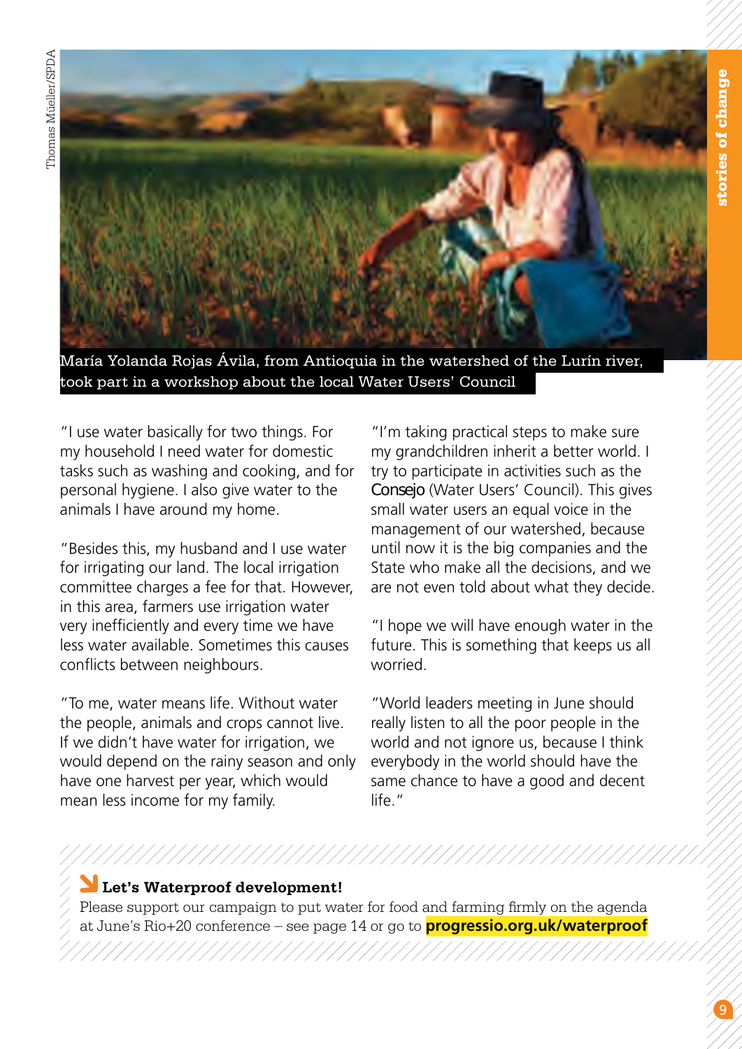María Yolanda Rojas Ávila, from Antioquia in the watershed of the Lurín river, took part in a workshop about the local Water Users' Council

"I use water basically for two things. For my household I need water for domestic tasks such as washing and cooking, and for personal hygiene. I also give water to the animals I have around my home.

"Besides this, my husband and I use water for irrigating our land. The local irrigation committee charges a fee for that. However, in this area, farmers use irrigation water very inefficiently and every time we have less water available. Sometimes this causes conflicts between neighbours.

"To me, water means life. Without water the people, animals and crops cannot live. If we didn't have water for irrigation, we would depend on the rainy season and only have one harvest per year, which would mean less income for my family.

"I'm taking practical steps to make sure my grandchildren inherit a better world. I try to participate in activities such as the *Consejo* (Water Users' Council). This gives small water users an equal voice in the management of our watershed, because until now it is the big companies and the State who make all the decisions, and we are not even told about what they decide.

"I hope we will have enough water in the future. This is something that keeps us all worried.

"World leaders meeting in June should really listen to all the poor people in the world and not ignore us, because I think everybody in the world should have the same chance to have a good and decent life."

**Let's Waterproof development!**

Please support our campaign to put water for food and farming firmly on the agenda at June's Rio+20 conference – see page 14 or go to **progressio.org.uk/waterproof**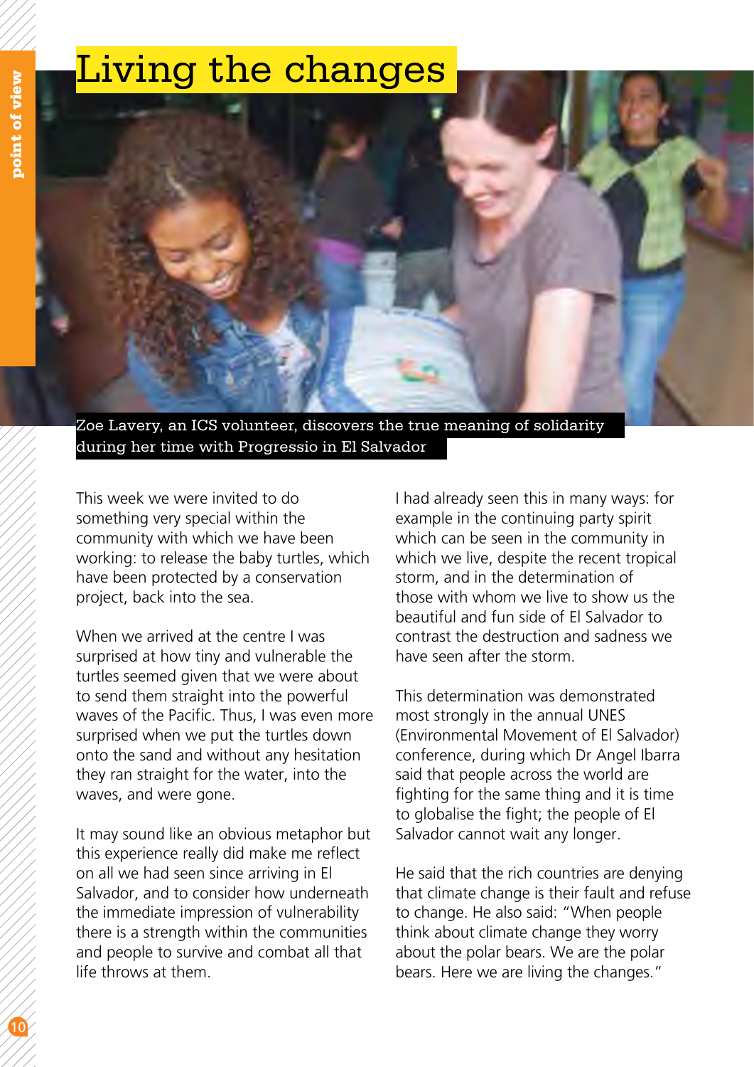# Living the changes

Zoe Lavery, an ICS volunteer, discovers the true meaning of solidarity during her time with Progressio in El Salvador

This week we were invited to do something very special within the community with which we have been working: to release the baby turtles, which have been protected by a conservation project, back into the sea.

When we arrived at the centre I was surprised at how tiny and vulnerable the turtles seemed given that we were about to send them straight into the powerful waves of the Pacific. Thus, I was even more surprised when we put the turtles down onto the sand and without any hesitation they ran straight for the water, into the waves, and were gone.

It may sound like an obvious metaphor but this experience really did make me reflect on all we had seen since arriving in El Salvador, and to consider how underneath the immediate impression of vulnerability there is a strength within the communities and people to survive and combat all that life throws at them.

I had already seen this in many ways: for example in the continuing party spirit which can be seen in the community in which we live, despite the recent tropical storm, and in the determination of those with whom we live to show us the beautiful and fun side of El Salvador to contrast the destruction and sadness we have seen after the storm.

This determination was demonstrated most strongly in the annual UNES (Environmental Movement of El Salvador) conference, during which Dr Angel Ibarra said that people across the world are fighting for the same thing and it is time to globalise the fight; the people of El Salvador cannot wait any longer.

He said that the rich countries are denying that climate change is their fault and refuse to change. He also said: "When people think about climate change they worry about the polar bears. We are the polar bears. Here we are living the changes."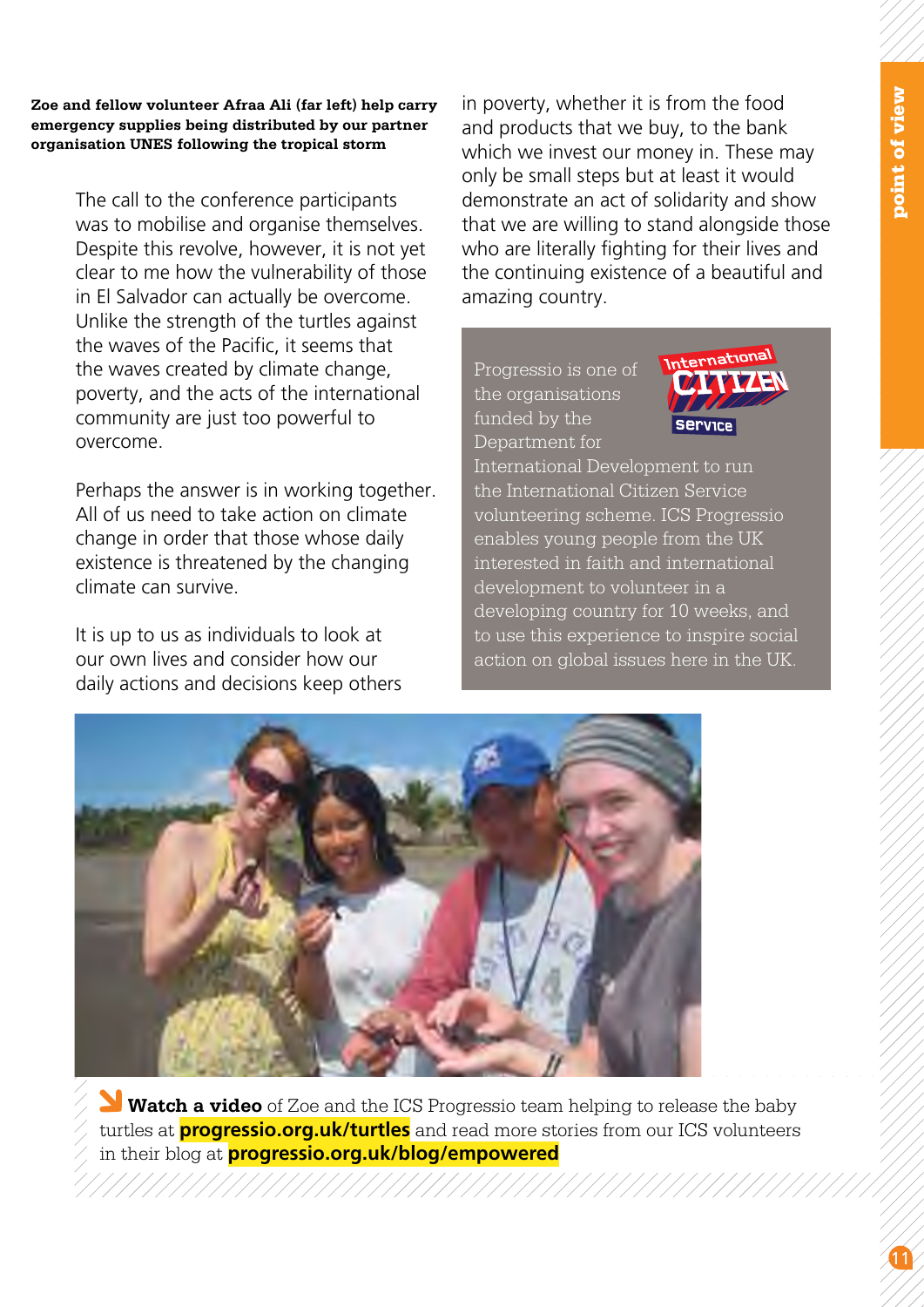**Zoe and fellow volunteer Afraa Ali (far left) help carry emergency supplies being distributed by our partner organisation UNES following the tropical storm**

The call to the conference participants was to mobilise and organise themselves. Despite this revolve, however, it is not yet clear to me how the vulnerability of those in El Salvador can actually be overcome. Unlike the strength of the turtles against the waves of the Pacific, it seems that the waves created by climate change, poverty, and the acts of the international community are just too powerful to overcome.

Perhaps the answer is in working together. All of us need to take action on climate change in order that those whose daily existence is threatened by the changing climate can survive.

It is up to us as individuals to look at our own lives and consider how our daily actions and decisions keep others in poverty, whether it is from the food and products that we buy, to the bank which we invest our money in. These may only be small steps but at least it would demonstrate an act of solidarity and show that we are willing to stand alongside those who are literally fighting for their lives and the continuing existence of a beautiful and amazing country.

Progressio is one of the organisations funded by the Department for International Development to run the International Citizen Service volunteering scheme. ICS Progressio enables young people from the UK interested in faith and international development to volunteer in a developing country for 10 weeks, and to use this experience to inspire social action on global issues here in the UK.

**Watch a video** of Zoe and the ICS Progressio team helping to release the baby turtles at **progressio.org.uk/turtles** and read more stories from our ICS volunteers in their blog at **progressio.org.uk/blog/empowered**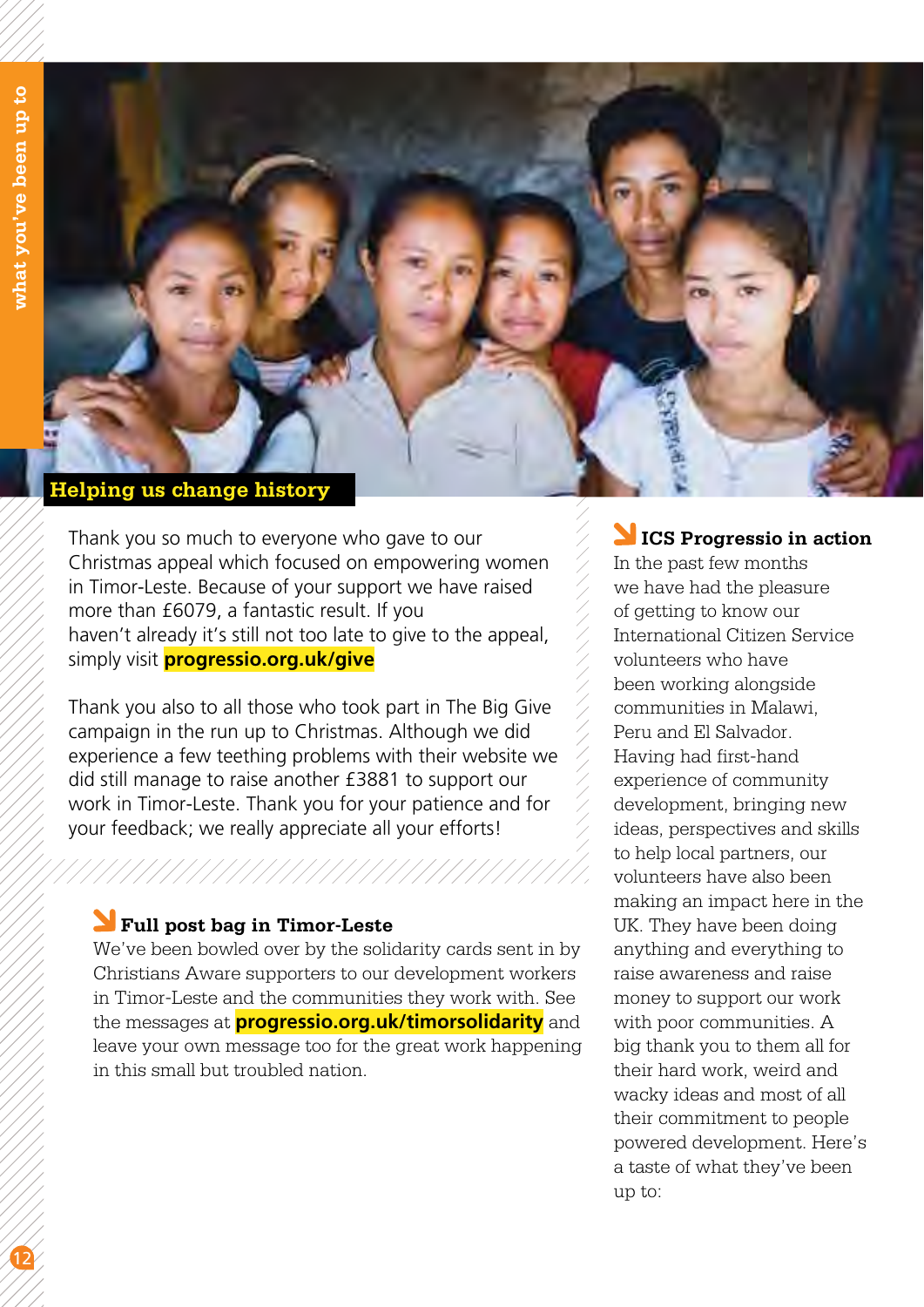## Helping us change history

Thank you so much to everyone who gave to our Christmas appeal which focused on empowering women in Timor-Leste. Because of your support we have raised more than £6079, a fantastic result. If you haven't already it's still not too late to give to the appeal, simply visit **progressio.org.uk/give**

Thank you also to all those who took part in The Big Give campaign in the run up to Christmas. Although we did experience a few teething problems with their website we did still manage to raise another £3881 to support our work in Timor-Leste. Thank you for your patience and for your feedback; we really appreciate all your efforts!

### Full post bag in Timor-Leste

We've been bowled over by the solidarity cards sent in by Christians Aware supporters to our development workers in Timor-Leste and the communities they work with. See the messages at **progressio.org.uk/timorsolidarity** and leave your own message too for the great work happening in this small but troubled nation.

### ICS Progressio in action

In the past few months we have had the pleasure of getting to know our International Citizen Service volunteers who have been working alongside communities in Malawi, Peru and El Salvador. Having had first-hand experience of community development, bringing new ideas, perspectives and skills to help local partners, our volunteers have also been making an impact here in the UK. They have been doing anything and everything to raise awareness and raise money to support our work with poor communities. A big thank you to them all for their hard work, weird and wacky ideas and most of all their commitment to people powered development. Here's a taste of what they've been up to: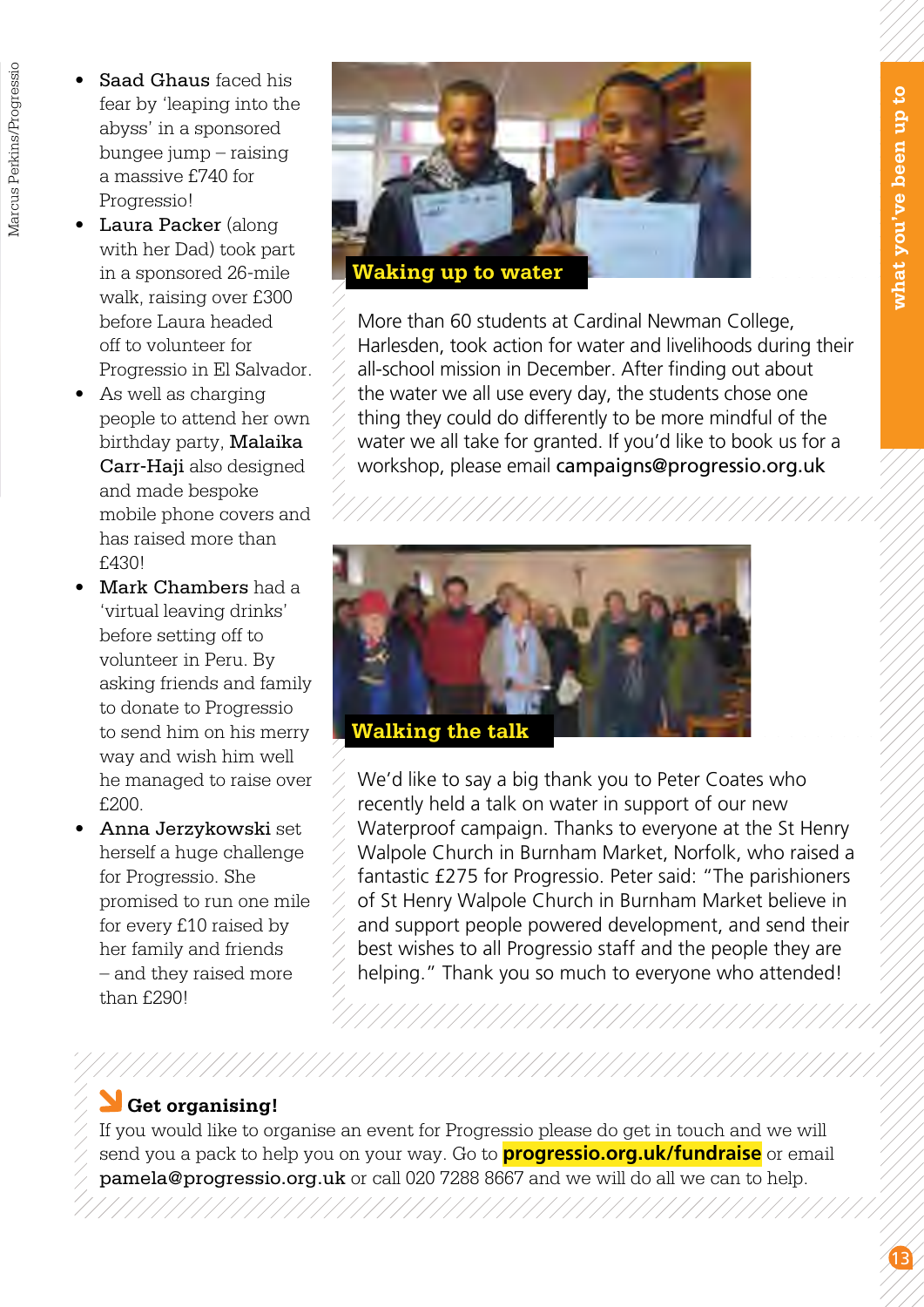- **Saad Ghaus** faced his fear by 'leaping into the abyss' in a sponsored bungee jump – raising a massive £740 for Progressio!
- **Laura Packer** (along with her Dad) took part in a sponsored 26-mile walk, raising over £300 before Laura headed off to volunteer for Progressio in El Salvador.
- As well as charging people to attend her own birthday party, **Malaika Carr-Haji** also designed and made bespoke mobile phone covers and has raised more than £430!
- **Mark Chambers** had a 'virtual leaving drinks' before setting off to volunteer in Peru. By asking friends and family to donate to Progressio to send him on his merry way and wish him well he managed to raise over £200.
- **Anna Jerzykowski** set herself a huge challenge for Progressio. She promised to run one mile for every £10 raised by her family and friends – and they raised more than £290!

## Waking up to water

More than 60 students at Cardinal Newman College, Harlesden, took action for water and livelihoods during their all-school mission in December. After finding out about the water we all use every day, the students chose one thing they could do differently to be more mindful of the water we all take for granted. If you'd like to book us for a workshop, please email **campaigns@progressio.org.uk**

## Walking the talk

We'd like to say a big thank you to Peter Coates who recently held a talk on water in support of our new Waterproof campaign. Thanks to everyone at the St Henry Walpole Church in Burnham Market, Norfolk, who raised a fantastic £275 for Progressio. Peter said: "The parishioners of St Henry Walpole Church in Burnham Market believe in and support people powered development, and send their best wishes to all Progressio staff and the people they are helping." Thank you so much to everyone who attended!

### Get organising!

If you would like to organise an event for Progressio please do get in touch and we will send you a pack to help you on your way. Go to **progressio.org.uk/fundraise** or email **pamela@progressio.org.uk** or call 020 7288 8667 and we will do all we can to help.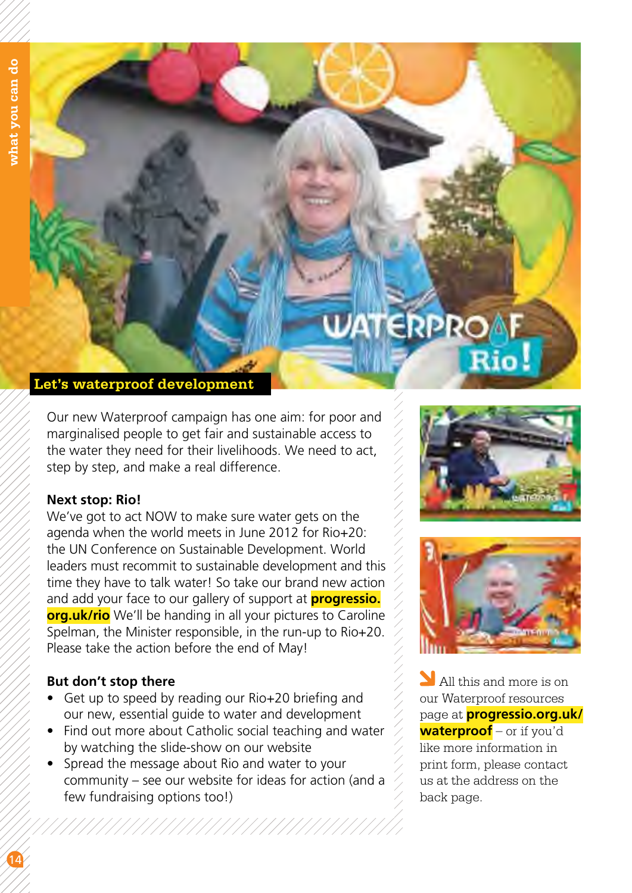## Let's waterproof development

Our new Waterproof campaign has one aim: for poor and marginalised people to get fair and sustainable access to the water they need for their livelihoods. We need to act, step by step, and make a real difference.

**Next stop: Rio!**

We've got to act NOW to make sure water gets on the agenda when the world meets in June 2012 for Rio+20: the UN Conference on Sustainable Development. World leaders must recommit to sustainable development and this time they have to talk water! So take our brand new action and add your face to our gallery of support at **progressio.org.uk/rio** We'll be handing in all your pictures to Caroline Spelman, the Minister responsible, in the run-up to Rio+20. Please take the action before the end of May!

**But don't stop there**

- Get up to speed by reading our Rio+20 briefing and our new, essential guide to water and development
- Find out more about Catholic social teaching and water by watching the slide-show on our website
- Spread the message about Rio and water to your community – see our website for ideas for action (and a few fundraising options too!)

All this and more is on our Waterproof resources page at **progressio.org.uk/waterproof** – or if you'd like more information in print form, please contact us at the address on the back page.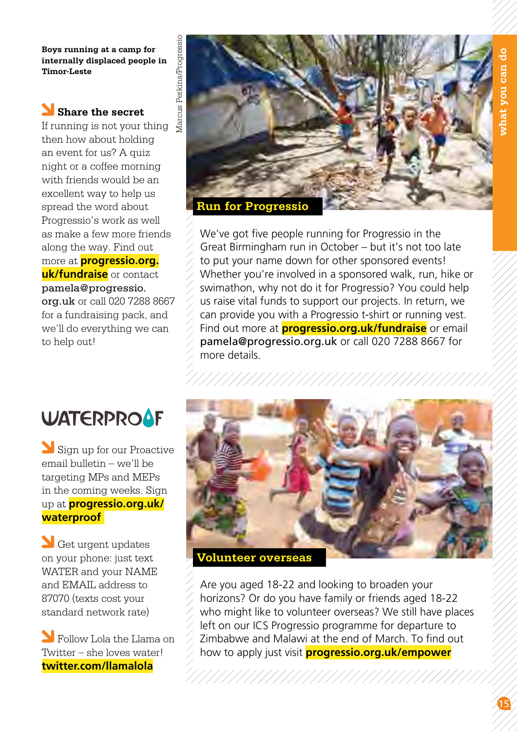Boys running at a camp for internally displaced people in Timor-Leste

Marcus Perkins/Progressio

## Share the secret

If running is not your thing then how about holding an event for us? A quiz night or a coffee morning with friends would be an excellent way to help us spread the word about Progressio's work as well as make a few more friends along the way. Find out more at **progressio.org.uk/fundraise** or contact **pamela@progressio.org.uk** or call 020 7288 8667 for a fundraising pack, and we'll do everything we can to help out!

## Run for Progressio

We've got five people running for Progressio in the Great Birmingham run in October – but it's not too late to put your name down for other sponsored events! Whether you're involved in a sponsored walk, run, hike or swimathon, why not do it for Progressio? You could help us raise vital funds to support our projects. In return, we can provide you with a Progressio t-shirt or running vest. Find out more at **progressio.org.uk/fundraise** or email **pamela@progressio.org.uk** or call 020 7288 8667 for more details.

## WATERPROOF

- Sign up for our Proactive email bulletin – we'll be targeting MPs and MEPs in the coming weeks. Sign up at **progressio.org.uk/waterproof**
- Get urgent updates on your phone: just text WATER and your NAME and EMAIL address to 87070 (texts cost your standard network rate)
- Follow Lola the Llama on Twitter – she loves water! **twitter.com/llamalola**

## Volunteer overseas

Are you aged 18-22 and looking to broaden your horizons? Or do you have family or friends aged 18-22 who might like to volunteer overseas? We still have places left on our ICS Progressio programme for departure to Zimbabwe and Malawi at the end of March. To find out how to apply just visit **progressio.org.uk/empower**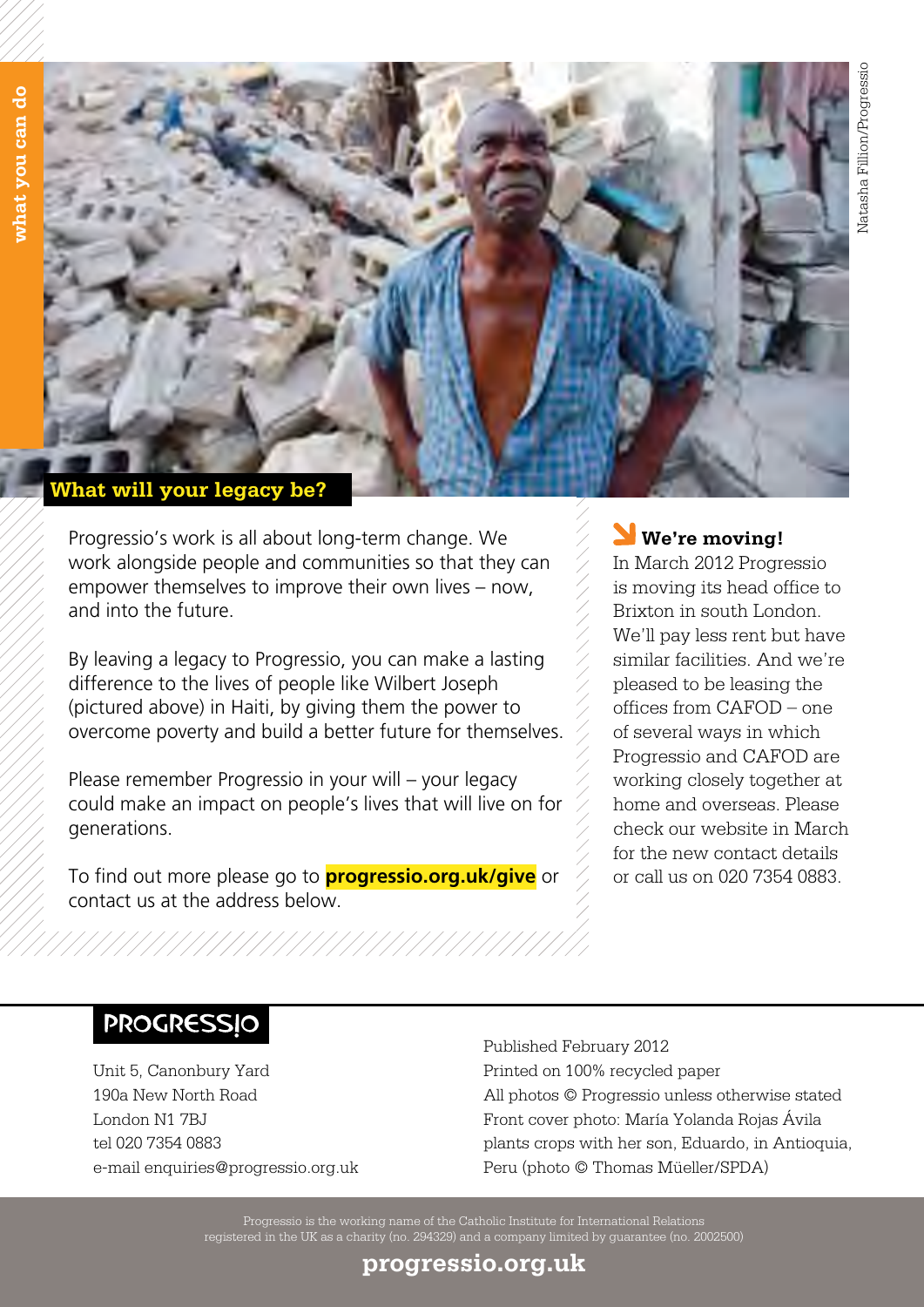what you can do

Natasha Fillion/Progressio

## What will your legacy be?

Progressio's work is all about long-term change. We work alongside people and communities so that they can empower themselves to improve their own lives – now, and into the future.

By leaving a legacy to Progressio, you can make a lasting difference to the lives of people like Wilbert Joseph (pictured above) in Haiti, by giving them the power to overcome poverty and build a better future for themselves.

Please remember Progressio in your will – your legacy could make an impact on people's lives that will live on for generations.

To find out more please go to **progressio.org.uk/give** or contact us at the address below.

### We're moving!

In March 2012 Progressio is moving its head office to Brixton in south London. We'll pay less rent but have similar facilities. And we're pleased to be leasing the offices from CAFOD – one of several ways in which Progressio and CAFOD are working closely together at home and overseas. Please check our website in March for the new contact details or call us on 020 7354 0883.

**PROGRESSIO**

Unit 5, Canonbury Yard
190a New North Road
London N1 7BJ
tel 020 7354 0883
e-mail enquiries@progressio.org.uk

Published February 2012
Printed on 100% recycled paper
All photos © Progressio unless otherwise stated
Front cover photo: María Yolanda Rojas Ávila plants crops with her son, Eduardo, in Antioquia, Peru (photo © Thomas Müeller/SPDA)

Progressio is the working name of the Catholic Institute for International Relations registered in the UK as a charity (no. 294329) and a company limited by guarantee (no. 2002500)

**progressio.org.uk**